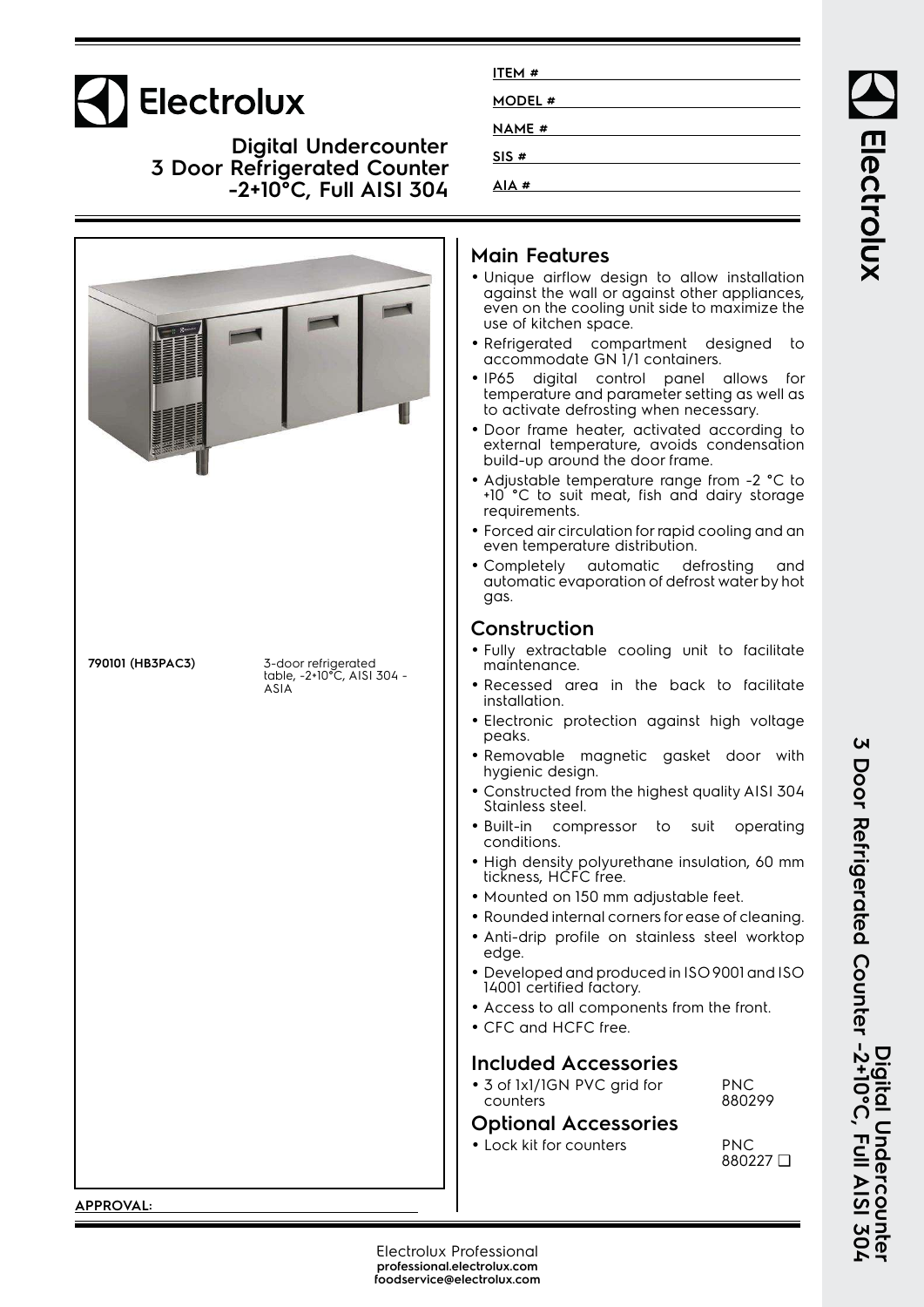# Electrolux

## Digital Undercounter 3 Door Refrigerated Counter -2+10°C, Full AISI 304

ITEM #

MODEL #

NAME #

SIS #

AIA #

| | |
|---|---|
| **790101 (HB3PAC3)** | 3-door refrigerated table, -2+10°C, AISI 304 - ASIA |

APPROVAL:

## Main Features

- Unique airflow design to allow installation against the wall or against other appliances, even on the cooling unit side to maximize the use of kitchen space.
- Refrigerated compartment designed to accommodate GN 1/1 containers.
- IP65 digital control panel allows for temperature and parameter setting as well as to activate defrosting when necessary.
- Door frame heater, activated according to external temperature, avoids condensation build-up around the door frame.
- Adjustable temperature range from -2 °C to +10 °C to suit meat, fish and dairy storage requirements.
- Forced air circulation for rapid cooling and an even temperature distribution.
- Completely automatic defrosting and automatic evaporation of defrost water by hot gas.

## Construction

- Fully extractable cooling unit to facilitate maintenance.
- Recessed area in the back to facilitate installation.
- Electronic protection against high voltage peaks.
- Removable magnetic gasket door with hygienic design.
- Constructed from the highest quality AISI 304 Stainless steel.
- Built-in compressor to suit operating conditions.
- High density polyurethane insulation, 60 mm tickness, HCFC free.
- Mounted on 150 mm adjustable feet.
- Rounded internal corners for ease of cleaning.
- Anti-drip profile on stainless steel worktop edge.
- Developed and produced in ISO 9001 and ISO 14001 certified factory.
- Access to all components from the front.
- CFC and HCFC free.

## Included Accessories

- 3 of 1x1/1GN PVC grid for counters — PNC 880299

## Optional Accessories

- Lock kit for counters — PNC 880227 ❑

Electrolux Professional
**professional.electrolux.com**
**foodservice@electrolux.com**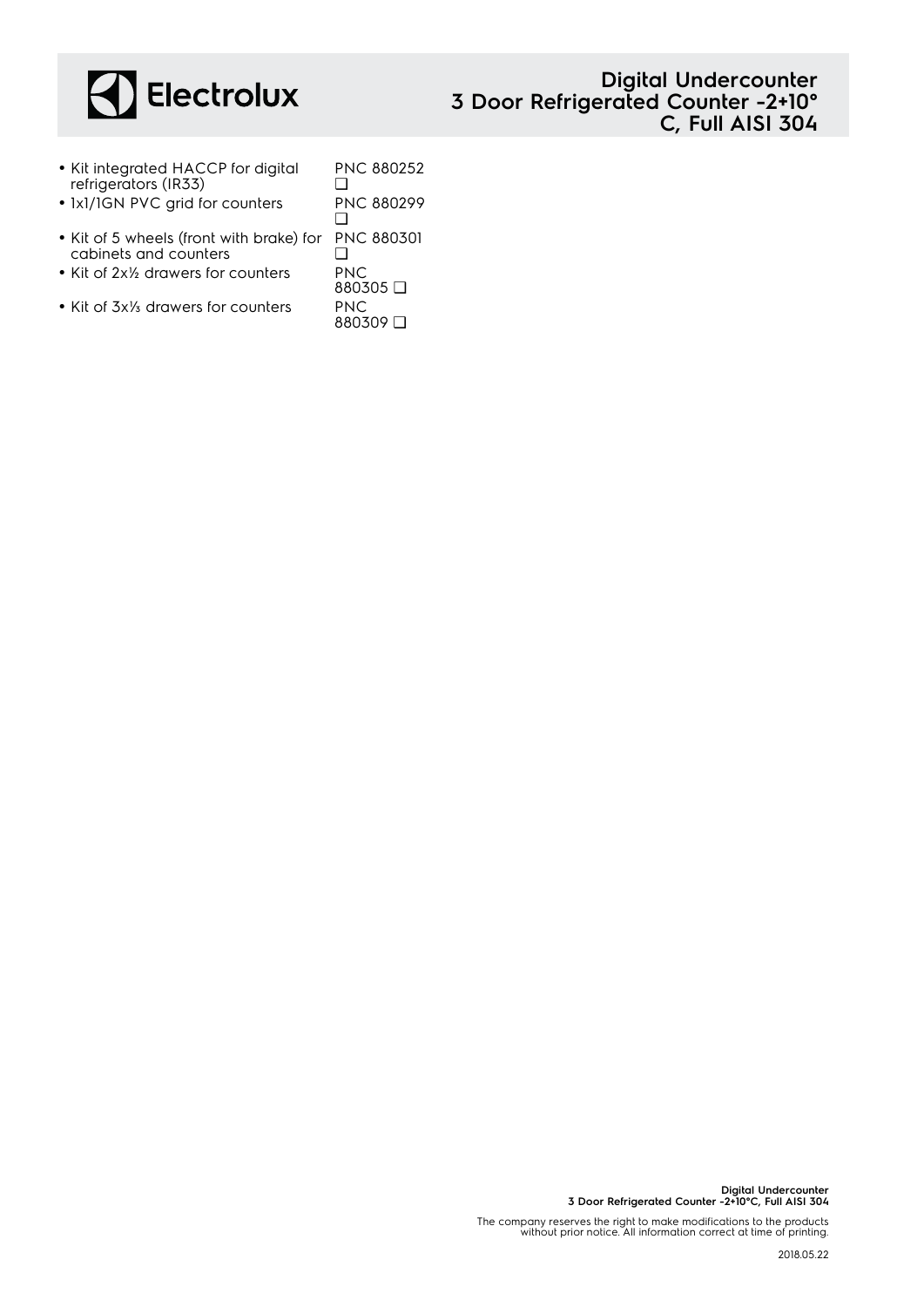- Kit integrated HACCP for digital refrigerators (IR33) PNC 880252 ❑
- 1x1/1GN PVC grid for counters PNC 880299 ❑
- Kit of 5 wheels (front with brake) for cabinets and counters PNC 880301 ❑
- Kit of 2x½ drawers for counters PNC 880305 ❑
- Kit of 3x⅓ drawers for counters PNC 880309 ❑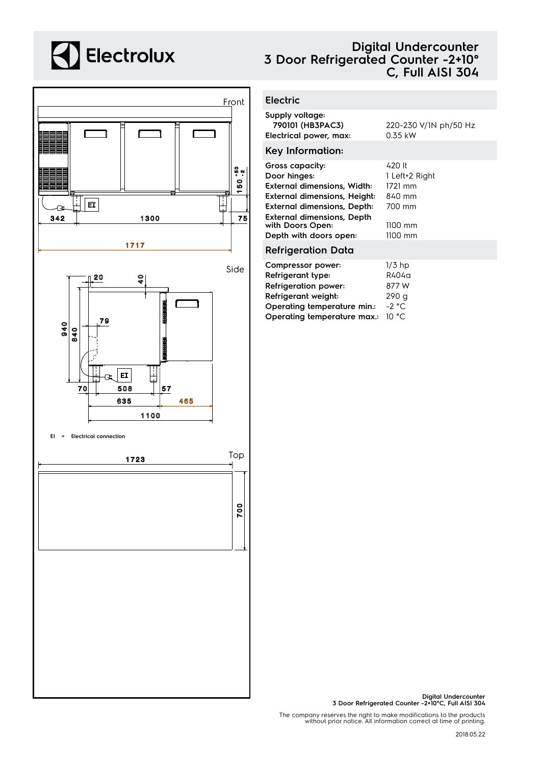# Digital Undercounter 3 Door Refrigerated Counter -2+10° C, Full AISI 304

Front

150 +50 -2

342 1300 75

1717

Side

20 40

79

940 840

70 508 57

635 465

1100

EI = Electrical connection

Top

1723

700

## Electric

| | |
|---|---|
| **Supply voltage:** | |
| **790101 (HB3PAC3)** | 220-230 V/1N ph/50 Hz |
| **Electrical power, max:** | 0.35 kW |

## Key Information:

| | |
|---|---|
| **Gross capacity:** | 420 lt |
| **Door hinges:** | 1 Left+2 Right |
| **External dimensions, Width:** | 1721 mm |
| **External dimensions, Height:** | 840 mm |
| **External dimensions, Depth:** | 700 mm |
| **External dimensions, Depth with Doors Open:** | 1100 mm |
| **Depth with doors open:** | 1100 mm |

## Refrigeration Data

| | |
|---|---|
| **Compressor power:** | 1/3 hp |
| **Refrigerant type:** | R404a |
| **Refrigeration power:** | 877 W |
| **Refrigerant weight:** | 290 g |
| **Operating temperature min.:** | -2 °C |
| **Operating temperature max.:** | 10 °C |

The company reserves the right to make modifications to the products without prior notice. All information correct at time of printing.

2018.05.22